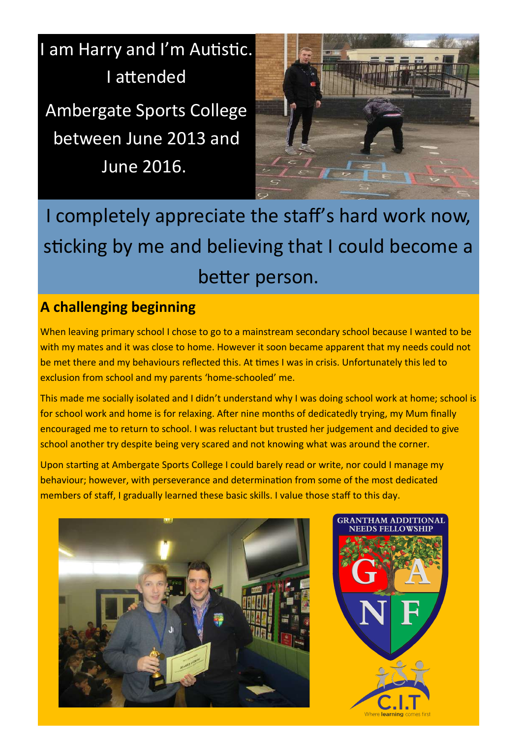I am Harry and I'm Autistic. I attended Ambergate Sports College between June 2013 and June 2016.

I completely appreciate the staff's hard work now, sticking by me and believing that I could become a better person.

## A challenging beginning

When leaving primary school I chose to go to a mainstream secondary school because I wanted to be with my mates and it was close to home. However it soon became apparent that my needs could not be met there and my behaviours reflected this. At times I was in crisis. Unfortunately this led to exclusion from school and my parents 'home-schooled' me.

This made me socially isolated and I didn't understand why I was doing school work at home; school is for school work and home is for relaxing. After nine months of dedicatedly trying, my Mum finally encouraged me to return to school. I was reluctant but trusted her judgement and decided to give school another try despite being very scared and not knowing what was around the corner.

Upon starting at Ambergate Sports College I could barely read or write, nor could I manage my behaviour; however, with perseverance and determination from some of the most dedicated members of staff, I gradually learned these basic skills. I value those staff to this day.

GRANTHAM ADDITIONAL NEEDS FELLOWSHIP

C.I.T Where learning comes first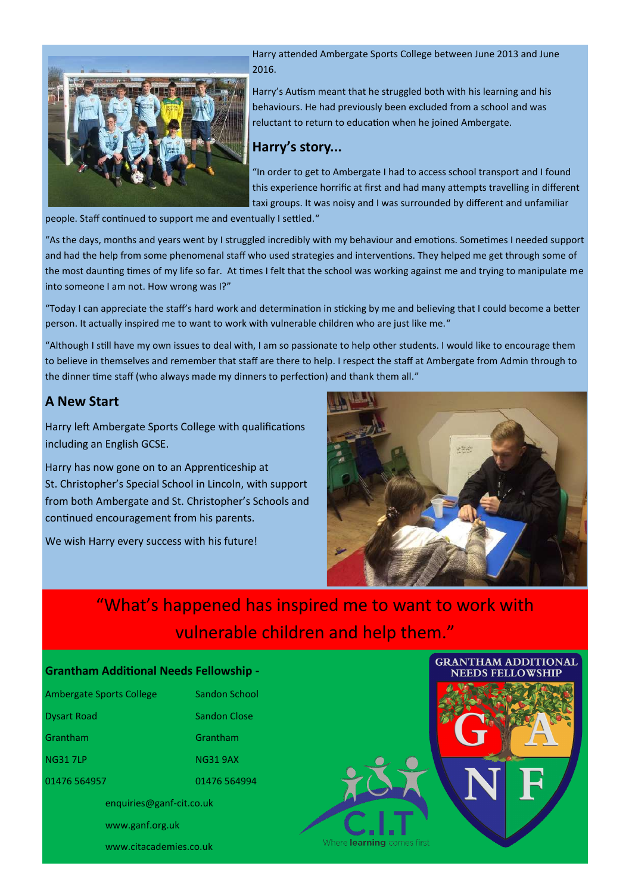Harry attended Ambergate Sports College between June 2013 and June 2016.

Harry's Autism meant that he struggled both with his learning and his behaviours. He had previously been excluded from a school and was reluctant to return to education when he joined Ambergate.

## Harry's story...

"In order to get to Ambergate I had to access school transport and I found this experience horrific at first and had many attempts travelling in different taxi groups. It was noisy and I was surrounded by different and unfamiliar people. Staff continued to support me and eventually I settled."

"As the days, months and years went by I struggled incredibly with my behaviour and emotions. Sometimes I needed support and had the help from some phenomenal staff who used strategies and interventions. They helped me get through some of the most daunting times of my life so far. At times I felt that the school was working against me and trying to manipulate me into someone I am not. How wrong was I?"

"Today I can appreciate the staff's hard work and determination in sticking by me and believing that I could become a better person. It actually inspired me to want to work with vulnerable children who are just like me."

"Although I still have my own issues to deal with, I am so passionate to help other students. I would like to encourage them to believe in themselves and remember that staff are there to help. I respect the staff at Ambergate from Admin through to the dinner time staff (who always made my dinners to perfection) and thank them all."

## A New Start

Harry left Ambergate Sports College with qualifications including an English GCSE.

Harry has now gone on to an Apprenticeship at St. Christopher's Special School in Lincoln, with support from both Ambergate and St. Christopher's Schools and continued encouragement from his parents.

We wish Harry every success with his future!

"What's happened has inspired me to want to work with vulnerable children and help them."

**Grantham Additional Needs Fellowship -**

| | |
|---|---|
| Ambergate Sports College | Sandon School |
| Dysart Road | Sandon Close |
| Grantham | Grantham |
| NG31 7LP | NG31 9AX |
| 01476 564957 | 01476 564994 |

enquiries@ganf-cit.co.uk

www.ganf.org.uk

www.citacademies.co.uk

C.I.T Where learning comes first

GRANTHAM ADDITIONAL NEEDS FELLOWSHIP